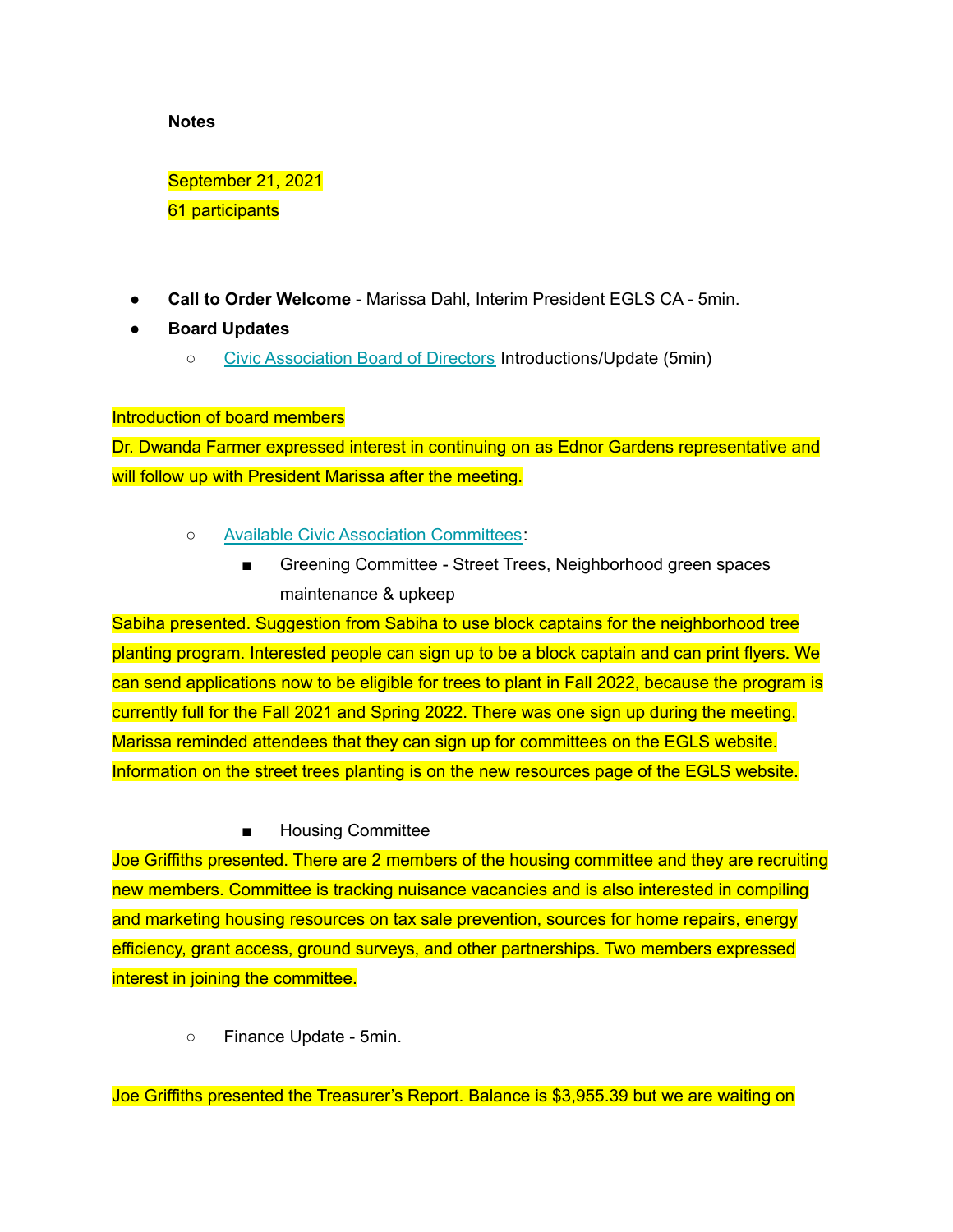**Notes**

September 21, 2021
61 participants

- **Call to Order Welcome** - Marissa Dahl, Interim President EGLS CA - 5min.
- **Board Updates**
  - Civic Association Board of Directors Introductions/Update (5min)

Introduction of board members
Dr. Dwanda Farmer expressed interest in continuing on as Ednor Gardens representative and will follow up with President Marissa after the meeting.

  - Available Civic Association Committees:
    - Greening Committee - Street Trees, Neighborhood green spaces maintenance & upkeep

Sabiha presented. Suggestion from Sabiha to use block captains for the neighborhood tree planting program. Interested people can sign up to be a block captain and can print flyers. We can send applications now to be eligible for trees to plant in Fall 2022, because the program is currently full for the Fall 2021 and Spring 2022. There was one sign up during the meeting. Marissa reminded attendees that they can sign up for committees on the EGLS website. Information on the street trees planting is on the new resources page of the EGLS website.

    - Housing Committee

Joe Griffiths presented. There are 2 members of the housing committee and they are recruiting new members. Committee is tracking nuisance vacancies and is also interested in compiling and marketing housing resources on tax sale prevention, sources for home repairs, energy efficiency, grant access, ground surveys, and other partnerships. Two members expressed interest in joining the committee.

  - Finance Update - 5min.

Joe Griffiths presented the Treasurer's Report. Balance is $3,955.39 but we are waiting on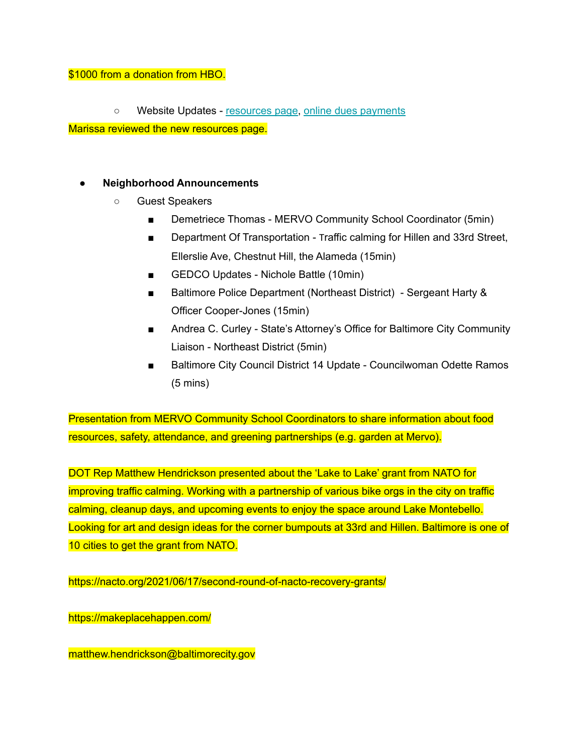$1000 from a donation from HBO.

- Website Updates - [resources page](), [online dues payments]()

Marissa reviewed the new resources page.

- **Neighborhood Announcements**
  - Guest Speakers
    - Demetriece Thomas - MERVO Community School Coordinator (5min)
    - Department Of Transportation - Traffic calming for Hillen and 33rd Street, Ellerslie Ave, Chestnut Hill, the Alameda (15min)
    - GEDCO Updates - Nichole Battle (10min)
    - Baltimore Police Department (Northeast District) - Sergeant Harty & Officer Cooper-Jones (15min)
    - Andrea C. Curley - State's Attorney's Office for Baltimore City Community Liaison - Northeast District (5min)
    - Baltimore City Council District 14 Update - Councilwoman Odette Ramos (5 mins)

Presentation from MERVO Community School Coordinators to share information about food resources, safety, attendance, and greening partnerships (e.g. garden at Mervo).

DOT Rep Matthew Hendrickson presented about the 'Lake to Lake' grant from NATO for improving traffic calming. Working with a partnership of various bike orgs in the city on traffic calming, cleanup days, and upcoming events to enjoy the space around Lake Montebello. Looking for art and design ideas for the corner bumpouts at 33rd and Hillen. Baltimore is one of 10 cities to get the grant from NATO.

https://nacto.org/2021/06/17/second-round-of-nacto-recovery-grants/

https://makeplacehappen.com/

matthew.hendrickson@baltimorecity.gov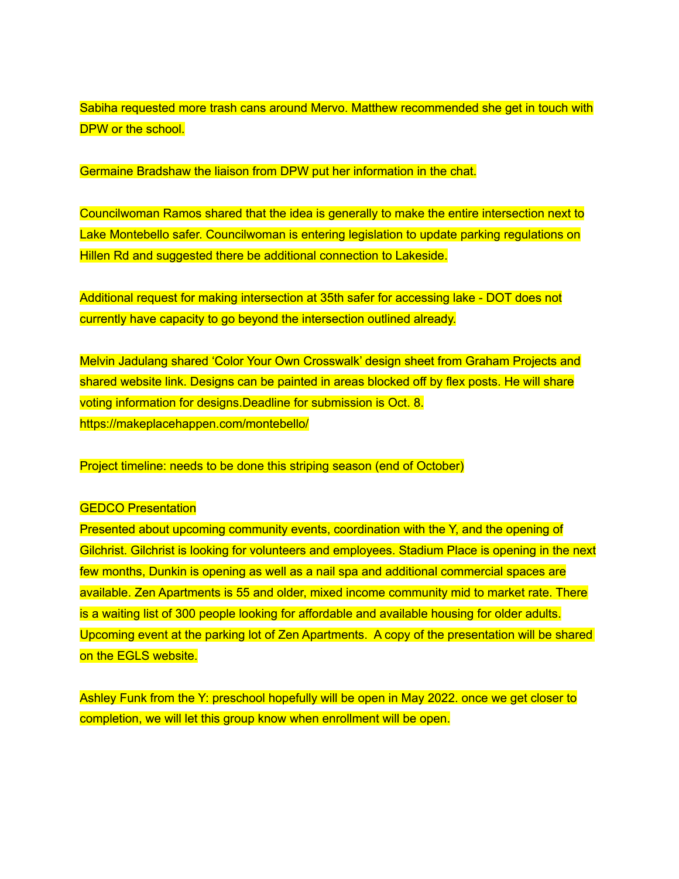Sabiha requested more trash cans around Mervo. Matthew recommended she get in touch with DPW or the school.

Germaine Bradshaw the liaison from DPW put her information in the chat.

Councilwoman Ramos shared that the idea is generally to make the entire intersection next to Lake Montebello safer. Councilwoman is entering legislation to update parking regulations on Hillen Rd and suggested there be additional connection to Lakeside.

Additional request for making intersection at 35th safer for accessing lake - DOT does not currently have capacity to go beyond the intersection outlined already.

Melvin Jadulang shared 'Color Your Own Crosswalk' design sheet from Graham Projects and shared website link. Designs can be painted in areas blocked off by flex posts. He will share voting information for designs.Deadline for submission is Oct. 8.
https://makeplacehappen.com/montebello/

Project timeline: needs to be done this striping season (end of October)

GEDCO Presentation
Presented about upcoming community events, coordination with the Y, and the opening of Gilchrist. Gilchrist is looking for volunteers and employees. Stadium Place is opening in the next few months, Dunkin is opening as well as a nail spa and additional commercial spaces are available. Zen Apartments is 55 and older, mixed income community mid to market rate. There is a waiting list of 300 people looking for affordable and available housing for older adults. Upcoming event at the parking lot of Zen Apartments. A copy of the presentation will be shared on the EGLS website.

Ashley Funk from the Y: preschool hopefully will be open in May 2022. once we get closer to completion, we will let this group know when enrollment will be open.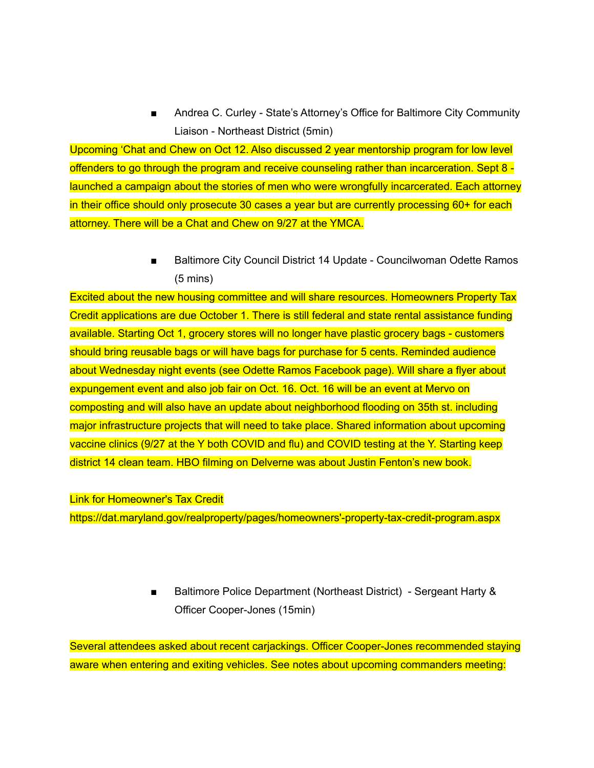- Andrea C. Curley - State's Attorney's Office for Baltimore City Community Liaison - Northeast District (5min)

Upcoming 'Chat and Chew on Oct 12. Also discussed 2 year mentorship program for low level offenders to go through the program and receive counseling rather than incarceration. Sept 8 - launched a campaign about the stories of men who were wrongfully incarcerated. Each attorney in their office should only prosecute 30 cases a year but are currently processing 60+ for each attorney. There will be a Chat and Chew on 9/27 at the YMCA.

- Baltimore City Council District 14 Update - Councilwoman Odette Ramos (5 mins)

Excited about the new housing committee and will share resources. Homeowners Property Tax Credit applications are due October 1. There is still federal and state rental assistance funding available. Starting Oct 1, grocery stores will no longer have plastic grocery bags - customers should bring reusable bags or will have bags for purchase for 5 cents. Reminded audience about Wednesday night events (see Odette Ramos Facebook page). Will share a flyer about expungement event and also job fair on Oct. 16. Oct. 16 will be an event at Mervo on composting and will also have an update about neighborhood flooding on 35th st. including major infrastructure projects that will need to take place. Shared information about upcoming vaccine clinics (9/27 at the Y both COVID and flu) and COVID testing at the Y. Starting keep district 14 clean team. HBO filming on Delverne was about Justin Fenton's new book.

Link for Homeowner's Tax Credit
https://dat.maryland.gov/realproperty/pages/homeowners'-property-tax-credit-program.aspx

- Baltimore Police Department (Northeast District) - Sergeant Harty & Officer Cooper-Jones (15min)

Several attendees asked about recent carjackings. Officer Cooper-Jones recommended staying aware when entering and exiting vehicles. See notes about upcoming commanders meeting: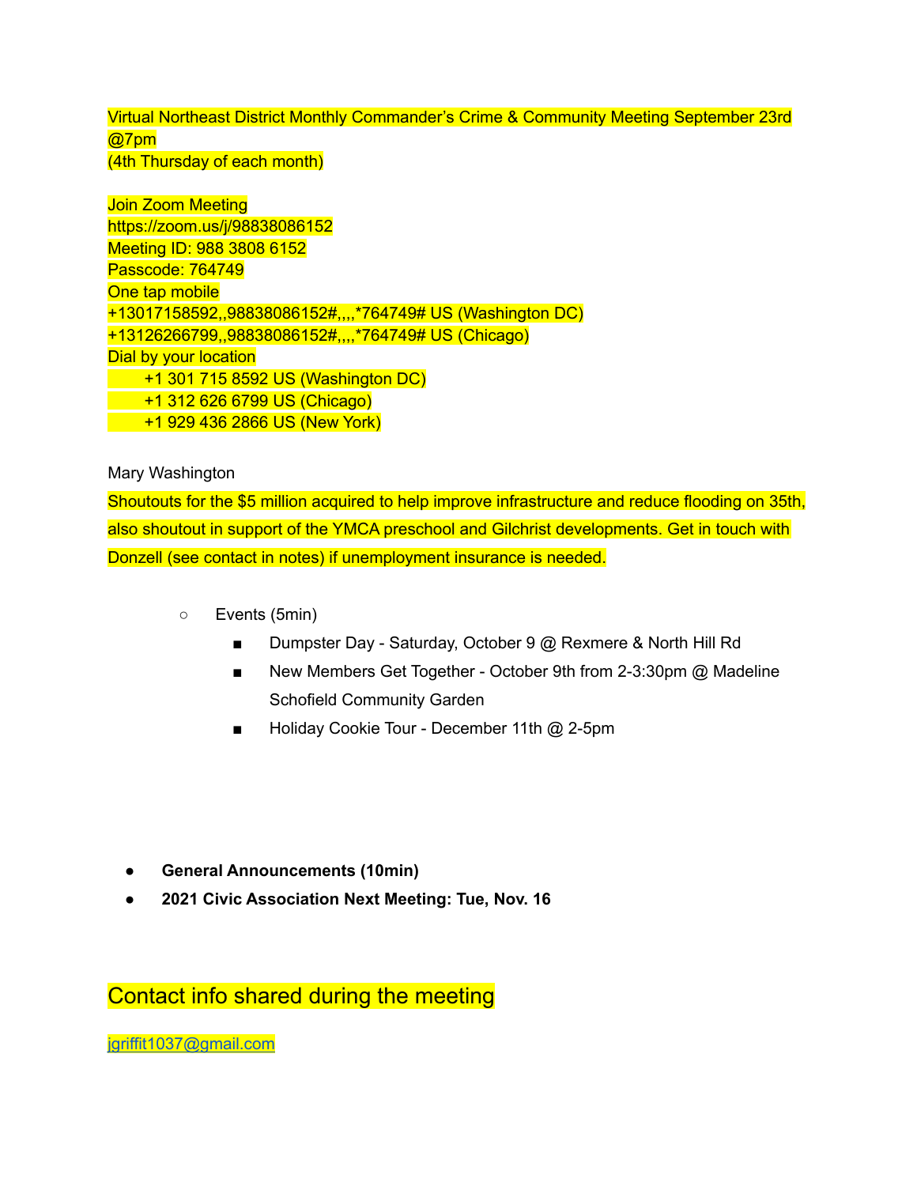Virtual Northeast District Monthly Commander's Crime & Community Meeting September 23rd @7pm
(4th Thursday of each month)

Join Zoom Meeting
https://zoom.us/j/98838086152
Meeting ID: 988 3808 6152
Passcode: 764749
One tap mobile
+13017158592,,98838086152#,,,,*764749# US (Washington DC)
+13126266799,,98838086152#,,,,*764749# US (Chicago)
Dial by your location
+1 301 715 8592 US (Washington DC)
+1 312 626 6799 US (Chicago)
+1 929 436 2866 US (New York)

Mary Washington

Shoutouts for the $5 million acquired to help improve infrastructure and reduce flooding on 35th, also shoutout in support of the YMCA preschool and Gilchrist developments. Get in touch with Donzell (see contact in notes) if unemployment insurance is needed.

- Events (5min)
  - Dumpster Day - Saturday, October 9 @ Rexmere & North Hill Rd
  - New Members Get Together - October 9th from 2-3:30pm @ Madeline Schofield Community Garden
  - Holiday Cookie Tour - December 11th @ 2-5pm

- **General Announcements (10min)**
- **2021 Civic Association Next Meeting: Tue, Nov. 16**

## Contact info shared during the meeting

jgriffit1037@gmail.com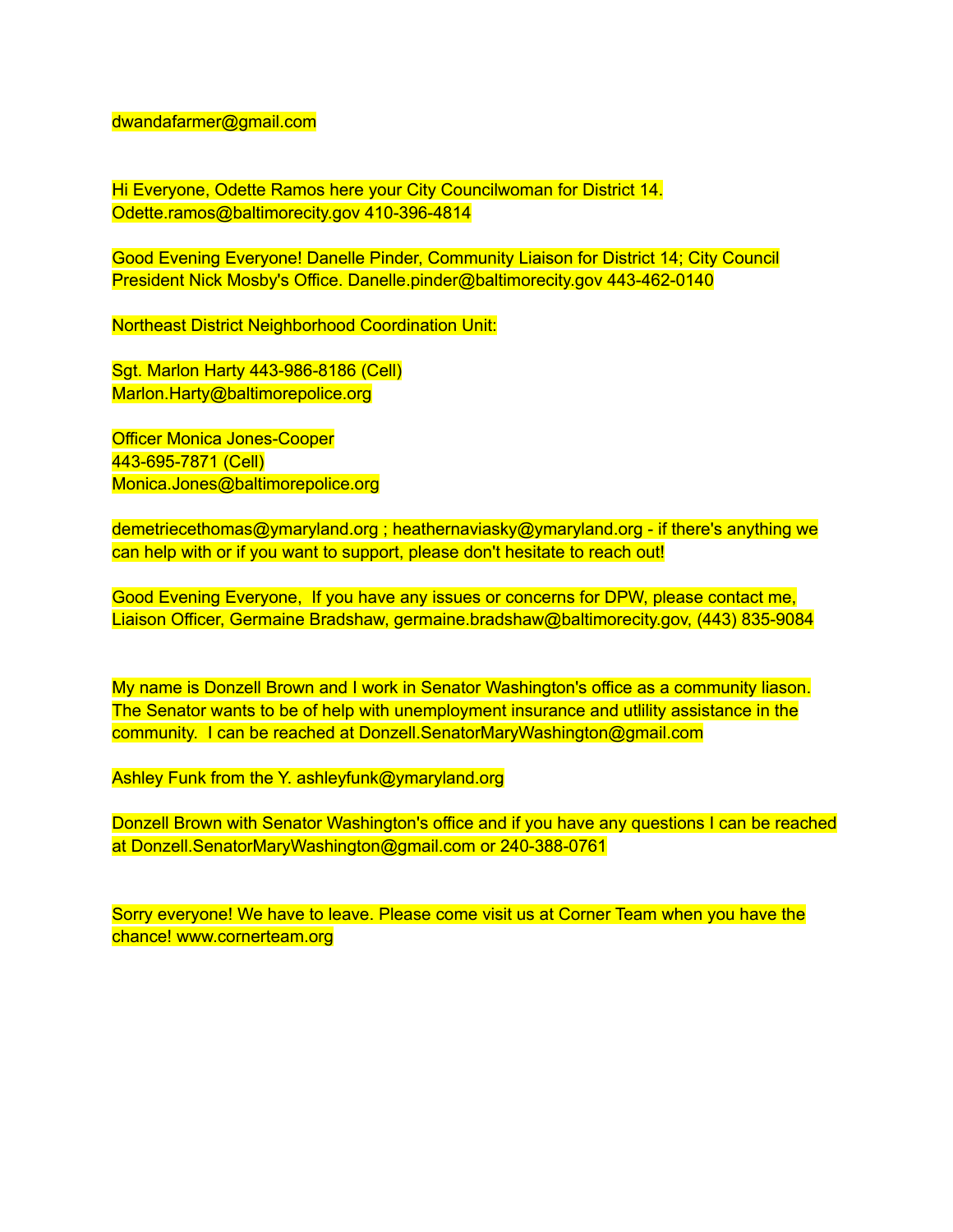dwandafarmer@gmail.com

Hi Everyone, Odette Ramos here your City Councilwoman for District 14.
Odette.ramos@baltimorecity.gov 410-396-4814

Good Evening Everyone! Danelle Pinder, Community Liaison for District 14; City Council President Nick Mosby's Office. Danelle.pinder@baltimorecity.gov 443-462-0140

Northeast District Neighborhood Coordination Unit:

Sgt. Marlon Harty 443-986-8186 (Cell)
Marlon.Harty@baltimorepolice.org

Officer Monica Jones-Cooper
443-695-7871 (Cell)
Monica.Jones@baltimorepolice.org

demetriecethomas@ymaryland.org ; heathernaviasky@ymaryland.org - if there's anything we can help with or if you want to support, please don't hesitate to reach out!

Good Evening Everyone,  If you have any issues or concerns for DPW, please contact me, Liaison Officer, Germaine Bradshaw, germaine.bradshaw@baltimorecity.gov, (443) 835-9084

My name is Donzell Brown and I work in Senator Washington's office as a community liason. The Senator wants to be of help with unemployment insurance and utlility assistance in the community.  I can be reached at Donzell.SenatorMaryWashington@gmail.com

Ashley Funk from the Y. ashleyfunk@ymaryland.org

Donzell Brown with Senator Washington's office and if you have any questions I can be reached at Donzell.SenatorMaryWashington@gmail.com or 240-388-0761

Sorry everyone! We have to leave. Please come visit us at Corner Team when you have the chance! www.cornerteam.org